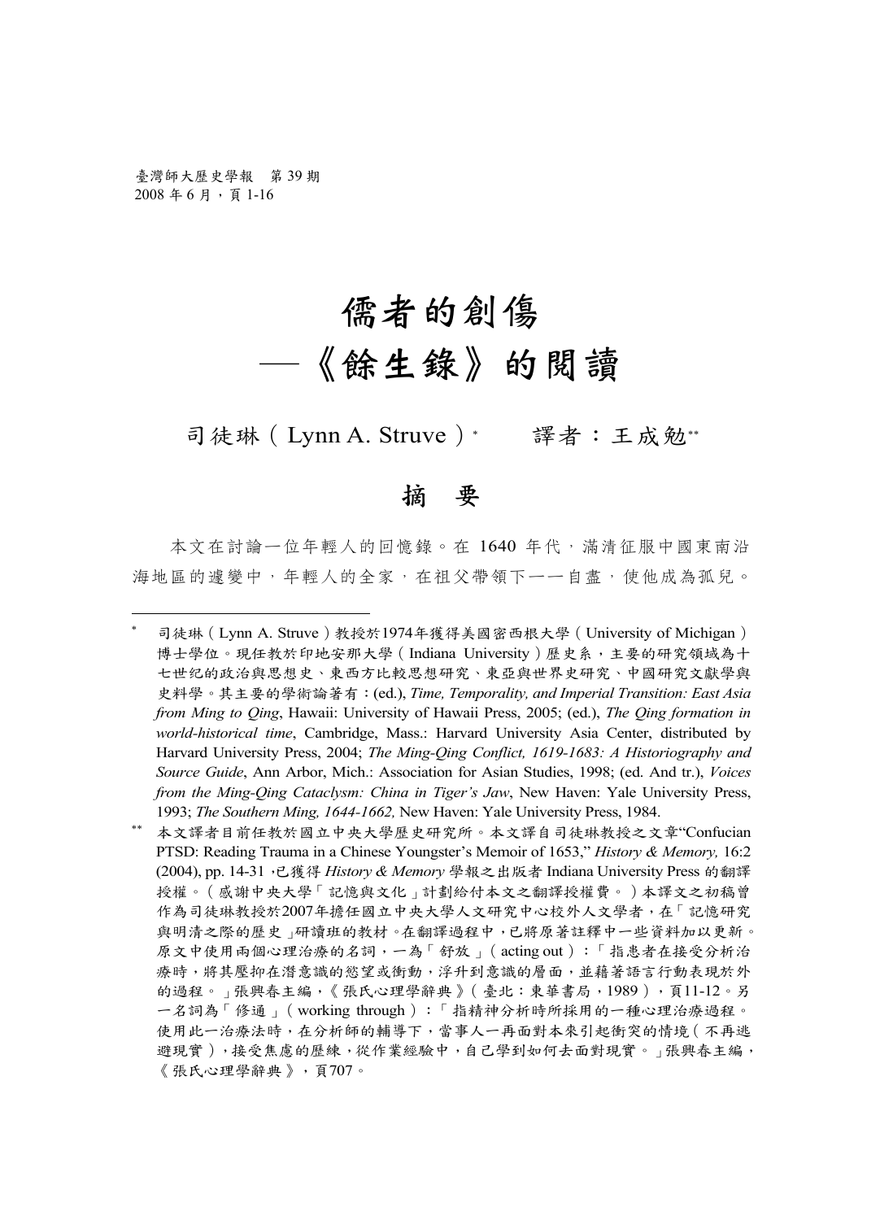# 儒者的創傷
## —《餘生錄》的閱讀

司徒琳（Lynn A. Struve）[*]　　譯者：王成勉[**]

## 摘　要

本文在討論一位年輕人的回憶錄。在 1640 年代，滿清征服中國東南沿海地區的遽變中，年輕人的全家，在祖父帶領下一一自盡，使他成為孤兒。

---

[*] 司徒琳（Lynn A. Struve）教授於1974年獲得美國密西根大學（University of Michigan）博士學位。現任教於印地安那大學（Indiana University）歷史系，主要的研究領域為十七世紀的政治與思想史、東西方比較思想研究、東亞與世界史研究、中國研究文獻學與史料學。其主要的學術論著有：(ed.), *Time, Temporality, and Imperial Transition: East Asia from Ming to Qing*, Hawaii: University of Hawaii Press, 2005; (ed.), *The Qing formation in world-historical time*, Cambridge, Mass.: Harvard University Asia Center, distributed by Harvard University Press, 2004; *The Ming-Qing Conflict, 1619-1683: A Historiography and Source Guide*, Ann Arbor, Mich.: Association for Asian Studies, 1998; (ed. And tr.), *Voices from the Ming-Qing Cataclysm: China in Tiger's Jaw*, New Haven: Yale University Press, 1993; *The Southern Ming, 1644-1662,* New Haven: Yale University Press, 1984.

[**] 本文譯者目前任教於國立中央大學歷史研究所。本文譯自司徒琳教授之文章"Confucian PTSD: Reading Trauma in a Chinese Youngster's Memoir of 1653," *History & Memory,* 16:2 (2004), pp. 14-31，已獲得 *History & Memory* 學報之出版者 Indiana University Press 的翻譯授權。（感謝中央大學「記憶與文化」計劃給付本文之翻譯授權費。）本譯文之初稿曾作為司徒琳教授於2007年擔任國立中央大學人文研究中心校外人文學者，在「記憶研究與明清之際的歷史」研讀班的教材。在翻譯過程中，已將原著註釋中一些資料加以更新。原文中使用兩個心理治療的名詞，一為「舒放」（acting out）：「指患者在接受分析治療時，將其壓抑在潛意識的慾望或衝動，浮升到意識的層面，並藉著語言行動表現於外的過程。」張興春主編，《張氏心理學辭典》（臺北：東華書局，1989），頁11-12。另一名詞為「修通」（working through）：「指精神分析時所採用的一種心理治療過程。使用此一治療法時，在分析師的輔導下，當事人一再面對本來引起衝突的情境（不再逃避現實），接受焦慮的歷練，從作業經驗中，自己學到如何去面對現實。」張興春主編，《張氏心理學辭典》，頁707。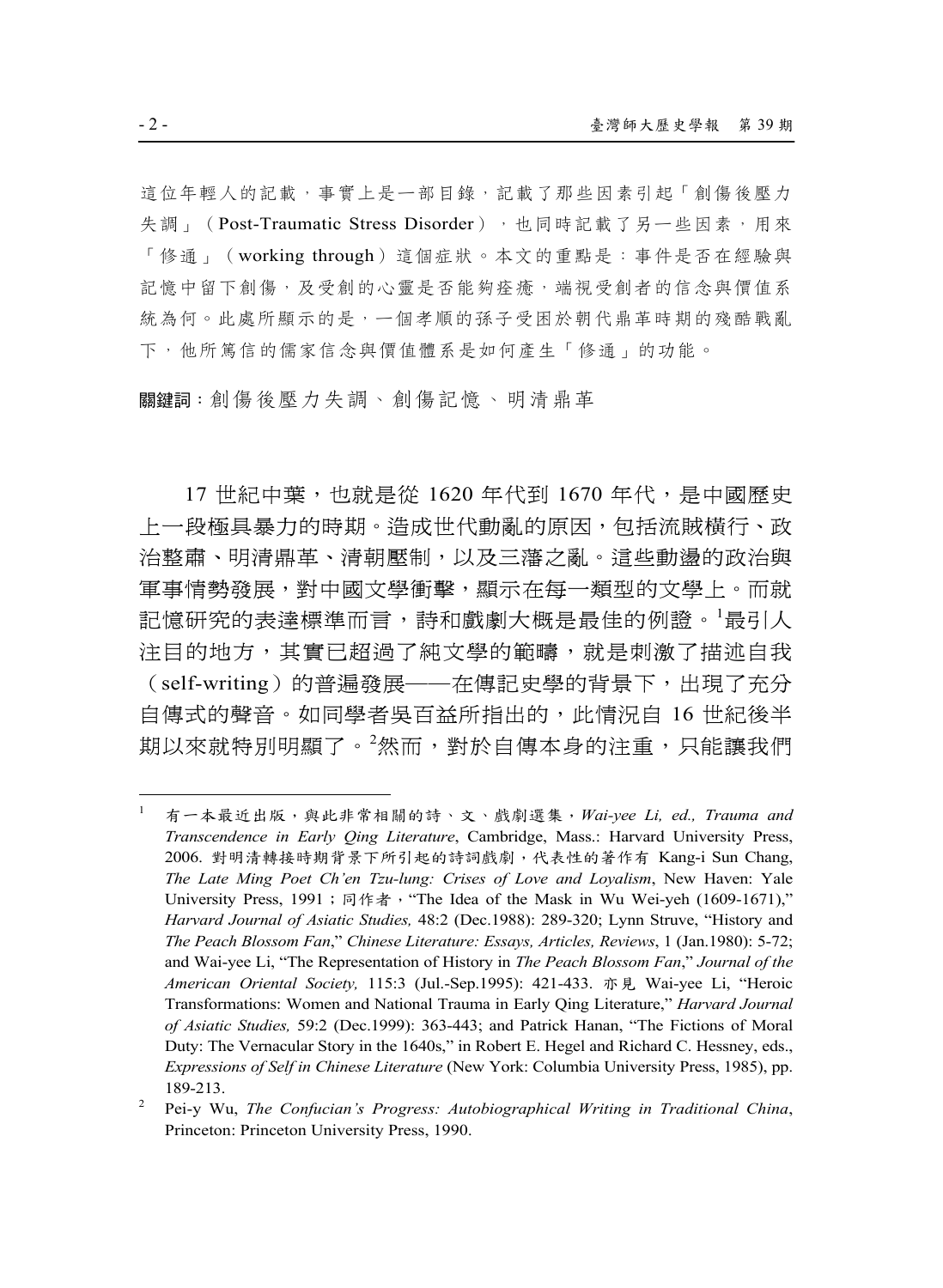這位年輕人的記載，事實上是一部目錄，記載了那些因素引起「創傷後壓力失調」（Post-Traumatic Stress Disorder），也同時記載了另一些因素，用來「修通」（working through）這個症狀。本文的重點是：事件是否在經驗與記憶中留下創傷，及受創的心靈是否能夠痊癒，端視受創者的信念與價值系統為何。此處所顯示的是，一個孝順的孫子受困於朝代鼎革時期的殘酷戰亂下，他所篤信的儒家信念與價值體系是如何產生「修通」的功能。

**關鍵詞**：創傷後壓力失調、創傷記憶、明清鼎革

17 世紀中葉，也就是從 1620 年代到 1670 年代，是中國歷史上一段極具暴力的時期。造成世代動亂的原因，包括流賊橫行、政治整肅、明清鼎革、清朝壓制，以及三藩之亂。這些動盪的政治與軍事情勢發展，對中國文學衝擊，顯示在每一類型的文學上。而就記憶研究的表達標準而言，詩和戲劇大概是最佳的例證。[1]最引人注目的地方，其實已超過了純文學的範疇，就是刺激了描述自我（self-writing）的普遍發展——在傳記史學的背景下，出現了充分自傳式的聲音。如同學者吳百益所指出的，此情況自 16 世紀後半期以來就特別明顯了。[2]然而，對於自傳本身的注重，只能讓我們

---

1 有一本最近出版，與此非常相關的詩、文、戲劇選集，*Wai-yee Li, ed., Trauma and Transcendence in Early Qing Literature*, Cambridge, Mass.: Harvard University Press, 2006. 對明清轉接時期背景下所引起的詩詞戲劇，代表性的著作有 Kang-i Sun Chang, *The Late Ming Poet Ch'en Tzu-lung: Crises of Love and Loyalism*, New Haven: Yale University Press, 1991；同作者，"The Idea of the Mask in Wu Wei-yeh (1609-1671)," *Harvard Journal of Asiatic Studies,* 48:2 (Dec.1988): 289-320; Lynn Struve, "History and *The Peach Blossom Fan*," *Chinese Literature: Essays, Articles, Reviews*, 1 (Jan.1980): 5-72; and Wai-yee Li, "The Representation of History in *The Peach Blossom Fan*," *Journal of the American Oriental Society,* 115:3 (Jul.-Sep.1995): 421-433. 亦見 Wai-yee Li, "Heroic Transformations: Women and National Trauma in Early Qing Literature," *Harvard Journal of Asiatic Studies,* 59:2 (Dec.1999): 363-443; and Patrick Hanan, "The Fictions of Moral Duty: The Vernacular Story in the 1640s," in Robert E. Hegel and Richard C. Hessney, eds., *Expressions of Self in Chinese Literature* (New York: Columbia University Press, 1985), pp. 189-213.

2 Pei-y Wu, *The Confucian's Progress: Autobiographical Writing in Traditional China*, Princeton: Princeton University Press, 1990.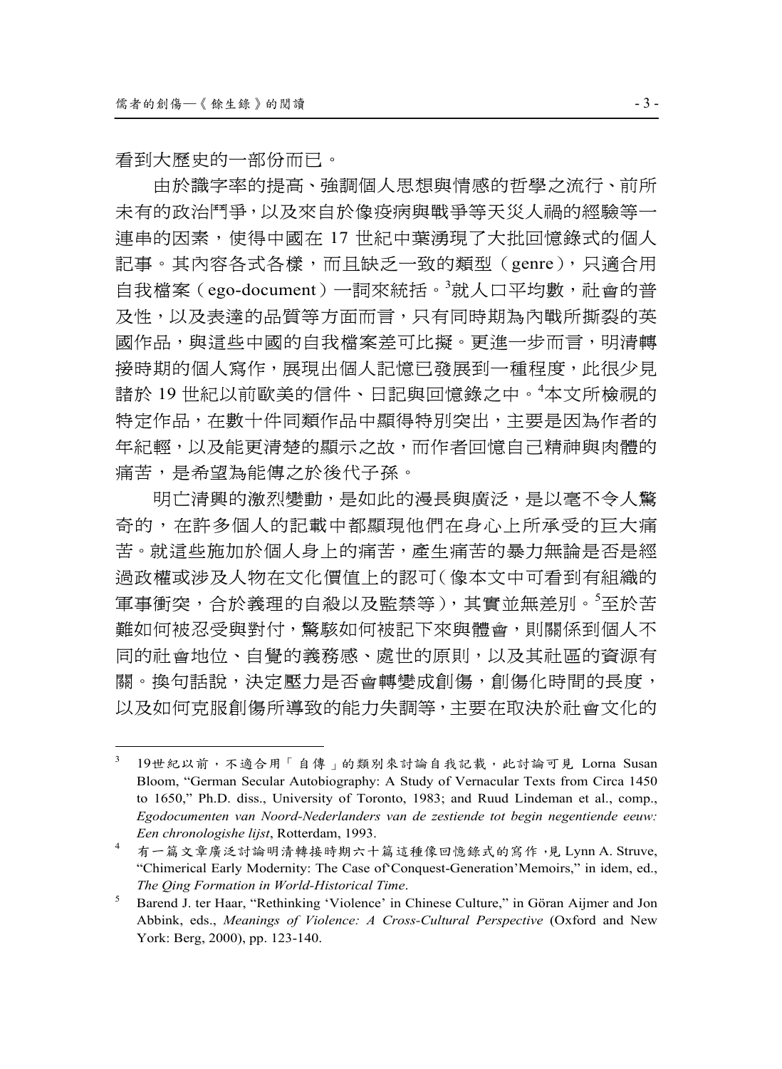看到大歷史的一部份而已。

由於識字率的提高、強調個人思想與情感的哲學之流行、前所未有的政治鬥爭，以及來自於像疫病與戰爭等天災人禍的經驗等一連串的因素，使得中國在 17 世紀中葉湧現了大批回憶錄式的個人記事。其內容各式各樣，而且缺乏一致的類型（genre），只適合用自我檔案（ego-document）一詞來統括。[3]就人口平均數，社會的普及性，以及表達的品質等方面而言，只有同時期為內戰所撕裂的英國作品，與這些中國的自我檔案差可比擬。更進一步而言，明清轉接時期的個人寫作，展現出個人記憶已發展到一種程度，此很少見諸於 19 世紀以前歐美的信件、日記與回憶錄之中。[4]本文所檢視的特定作品，在數十件同類作品中顯得特別突出，主要是因為作者的年紀輕，以及能更清楚的顯示之故，而作者回憶自己精神與肉體的痛苦，是希望為能傳之於後代子孫。

明亡清興的激烈變動，是如此的漫長與廣泛，是以毫不令人驚奇的，在許多個人的記載中都顯現他們在身心上所承受的巨大痛苦。就這些施加於個人身上的痛苦，產生痛苦的暴力無論是否是經過政權或涉及人物在文化價值上的認可（像本文中可看到有組織的軍事衝突，合於義理的自殺以及監禁等），其實並無差別。[5]至於苦難如何被忍受與對付，驚駭如何被記下來與體會，則關係到個人不同的社會地位、自覺的義務感、處世的原則，以及其社區的資源有關。換句話說，決定壓力是否會轉變成創傷，創傷化時間的長度，以及如何克服創傷所導致的能力失調等，主要在取決於社會文化的

---

[3] 19世紀以前，不適合用「自傳」的類別來討論自我記載，此討論可見 Lorna Susan Bloom, “German Secular Autobiography: A Study of Vernacular Texts from Circa 1450 to 1650,” Ph.D. diss., University of Toronto, 1983; and Ruud Lindeman et al., comp., *Egodocumenten van Noord-Nederlanders van de zestiende tot begin negentiende eeuw: Een chronologishe lijst*, Rotterdam, 1993.

[4] 有一篇文章廣泛討論明清轉接時期六十篇這種像回憶錄式的寫作，見 Lynn A. Struve, “Chimerical Early Modernity: The Case of‘Conquest-Generation’Memoirs,” in idem, ed., *The Qing Formation in World-Historical Time*.

[5] Barend J. ter Haar, “Rethinking ‘Violence’ in Chinese Culture,” in Göran Aijmer and Jon Abbink, eds., *Meanings of Violence: A Cross-Cultural Perspective* (Oxford and New York: Berg, 2000), pp. 123-140.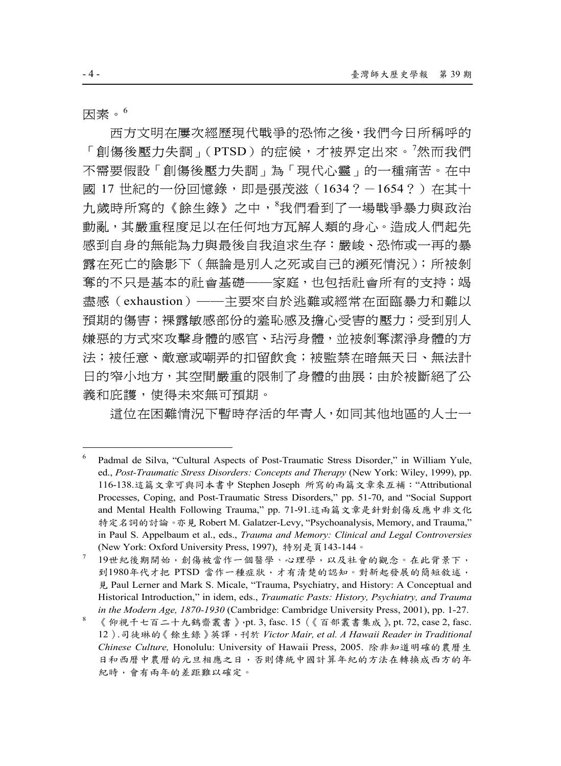因素。[6]

西方文明在屢次經歷現代戰爭的恐怖之後，我們今日所稱呼的「創傷後壓力失調」（PTSD）的症候，才被界定出來。[7]然而我們不需要假設「創傷後壓力失調」為「現代心靈」的一種痛苦。在中國 17 世紀的一份回憶錄，即是張茂滋（1634？－1654？）在其十九歲時所寫的《餘生錄》之中，[8]我們看到了一場戰爭暴力與政治動亂，其嚴重程度足以在任何地方瓦解人類的身心。造成人們起先感到自身的無能為力與最後自我追求生存：嚴峻、恐怖或一再的暴露在死亡的陰影下（無論是別人之死或自己的瀕死情況）；所被剝奪的不只是基本的社會基礎——家庭，也包括社會所有的支持；竭盡感（exhaustion）——主要來自於逃難或經常在面臨暴力和難以預期的傷害；裸露敏感部份的羞恥感及擔心受害的壓力；受到別人嫌惡的方式來攻擊身體的感官、玷污身體，並被剝奪潔淨身體的方法；被任意、敵意或嘲弄的扣留飲食；被監禁在暗無天日、無法計日的窄小地方，其空間嚴重的限制了身體的曲展；由於被斷絕了公義和庇護，使得未來無可預期。

這位在困難情況下暫時存活的年青人，如同其他地區的人士一

---

[6] Padmal de Silva, "Cultural Aspects of Post-Traumatic Stress Disorder," in William Yule, ed., *Post-Traumatic Stress Disorders: Concepts and Therapy* (New York: Wiley, 1999), pp. 116-138.這篇文章可與同本書中 Stephen Joseph 所寫的兩篇文章來互補："Attributional Processes, Coping, and Post-Traumatic Stress Disorders," pp. 51-70, and "Social Support and Mental Health Following Trauma," pp. 71-91.這兩篇文章是針對創傷反應中非文化特定名詞的討論。亦見 Robert M. Galatzer-Levy, "Psychoanalysis, Memory, and Trauma," in Paul S. Appelbaum et al., eds., *Trauma and Memory: Clinical and Legal Controversies* (New York: Oxford University Press, 1997), 特別是頁143-144。

[7] 19世紀後期開始，創傷被當作一個醫學、心理學，以及社會的觀念。在此背景下，到1980年代才把 PTSD 當作一種症狀，才有清楚的認知。對新起發展的簡短敘述，見 Paul Lerner and Mark S. Micale, "Trauma, Psychiatry, and History: A Conceptual and Historical Introduction," in idem, eds., *Traumatic Pasts: History, Psychiatry, and Trauma in the Modern Age, 1870-1930* (Cambridge: Cambridge University Press, 2001), pp. 1-27.

[8] 《仰視千七百二十九鶴齋叢書》,pt. 3, fasc. 15（《百部叢書集成》, pt. 72, case 2, fasc. 12）.司徒琳的《餘生錄》英譯，刊於 *Victor Mair, et al. A Hawaii Reader in Traditional Chinese Culture,* Honolulu: University of Hawaii Press, 2005. 除非知道明確的農曆生日和西曆中農曆的元旦相應之日，否則傳統中國計算年紀的方法在轉換成西方的年紀時，會有兩年的差距難以確定。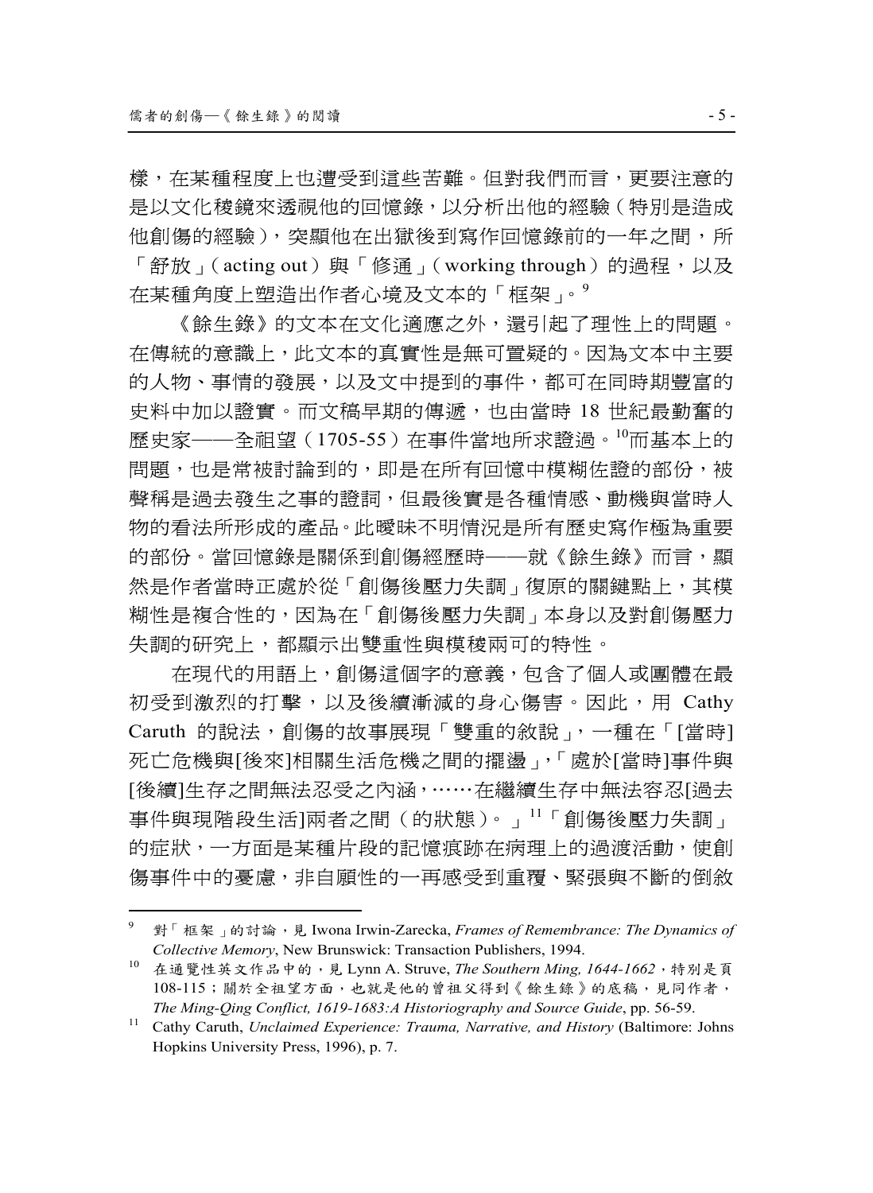樣，在某種程度上也遭受到這些苦難。但對我們而言，更要注意的是以文化稜鏡來透視他的回憶錄，以分析出他的經驗（特別是造成他創傷的經驗），突顯他在出獄後到寫作回憶錄前的一年之間，所「舒放」（acting out）與「修通」（working through）的過程，以及在某種角度上塑造出作者心境及文本的「框架」。[9]

《餘生錄》的文本在文化適應之外，還引起了理性上的問題。在傳統的意識上，此文本的真實性是無可置疑的。因為文本中主要的人物、事情的發展，以及文中提到的事件，都可在同時期豐富的史料中加以證實。而文稿早期的傳遞，也由當時 18 世紀最勤奮的歷史家——全祖望（1705-55）在事件當地所求證過。[10]而基本上的問題，也是常被討論到的，即是在所有回憶中模糊佐證的部份，被聲稱是過去發生之事的證詞，但最後實是各種情感、動機與當時人物的看法所形成的產品。此曖昧不明情況是所有歷史寫作極為重要的部份。當回憶錄是關係到創傷經歷時——就《餘生錄》而言，顯然是作者當時正處於從「創傷後壓力失調」復原的關鍵點上，其模糊性是複合性的，因為在「創傷後壓力失調」本身以及對創傷壓力失調的研究上，都顯示出雙重性與模稜兩可的特性。

在現代的用語上，創傷這個字的意義，包含了個人或團體在最初受到激烈的打擊，以及後續漸減的身心傷害。因此，用 Cathy Caruth 的說法，創傷的故事展現「雙重的敘說」，一種在「[當時]死亡危機與[後來]相關生活危機之間的擺盪」，「處於[當時]事件與[後續]生存之間無法忍受之內涵，……在繼續生存中無法容忍[過去事件與現階段生活]兩者之間（的狀態）。」[11]「創傷後壓力失調」的症狀，一方面是某種片段的記憶痕跡在病理上的過渡活動，使創傷事件中的憂慮，非自願性的一再感受到重覆、緊張與不斷的倒敘

---

[9] 對「框架」的討論，見 Iwona Irwin-Zarecka, *Frames of Remembrance: The Dynamics of Collective Memory*, New Brunswick: Transaction Publishers, 1994.

[10] 在通覽性英文作品中的，見 Lynn A. Struve, *The Southern Ming, 1644-1662*，特別是頁 108-115；關於全祖望方面，也就是他的曾祖父得到《餘生錄》的底稿，見同作者，*The Ming-Qing Conflict, 1619-1683:A Historiography and Source Guide*, pp. 56-59.

[11] Cathy Caruth, *Unclaimed Experience: Trauma, Narrative, and History* (Baltimore: Johns Hopkins University Press, 1996), p. 7.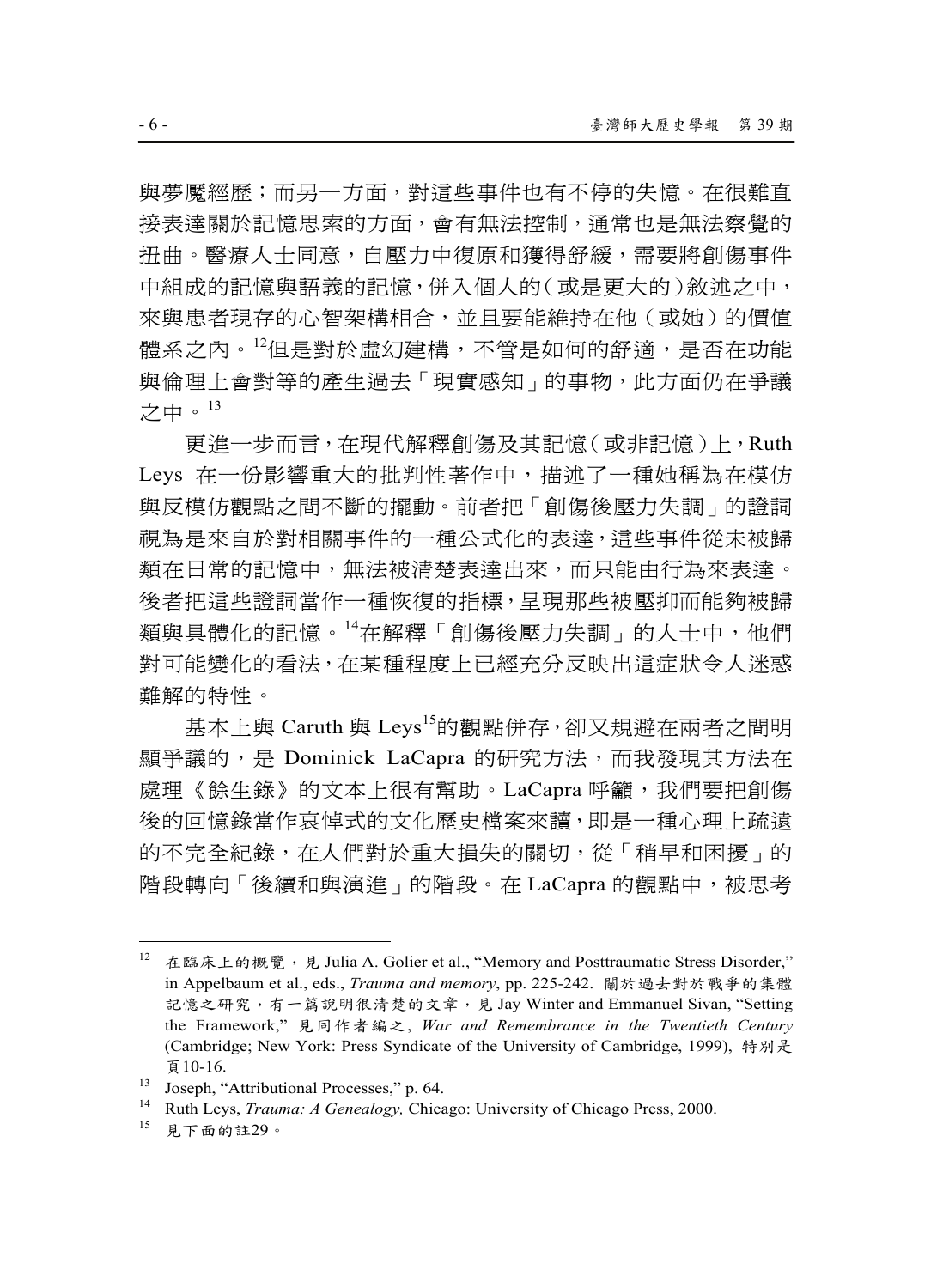與夢魘經歷；而另一方面，對這些事件也有不停的失憶。在很難直接表達關於記憶思索的方面，會有無法控制，通常也是無法察覺的扭曲。醫療人士同意，自壓力中復原和獲得舒緩，需要將創傷事件中組成的記憶與語義的記憶，併入個人的（或是更大的）敘述之中，來與患者現存的心智架構相合，並且要能維持在他（或她）的價值體系之內。[12]但是對於虛幻建構，不管是如何的舒適，是否在功能與倫理上會對等的產生過去「現實感知」的事物，此方面仍在爭議之中。[13]

更進一步而言，在現代解釋創傷及其記憶（或非記憶）上，Ruth Leys 在一份影響重大的批判性著作中，描述了一種她稱為在模仿與反模仿觀點之間不斷的擺動。前者把「創傷後壓力失調」的證詞視為是來自於對相關事件的一種公式化的表達，這些事件從未被歸類在日常的記憶中，無法被清楚表達出來，而只能由行為來表達。後者把這些證詞當作一種恢復的指標，呈現那些被壓抑而能夠被歸類與具體化的記憶。[14]在解釋「創傷後壓力失調」的人士中，他們對可能變化的看法，在某種程度上已經充分反映出這症狀令人迷惑難解的特性。

基本上與 Caruth 與 Leys[15]的觀點併存，卻又規避在兩者之間明顯爭議的，是 Dominick LaCapra 的研究方法，而我發現其方法在處理《餘生錄》的文本上很有幫助。LaCapra 呼籲，我們要把創傷後的回憶錄當作哀悼式的文化歷史檔案來讀，即是一種心理上疏遠的不完全紀錄，在人們對於重大損失的關切，從「稍早和困擾」的階段轉向「後續和與演進」的階段。在 LaCapra 的觀點中，被思考

---

[12] 在臨床上的概覽，見 Julia A. Golier et al., "Memory and Posttraumatic Stress Disorder," in Appelbaum et al., eds., *Trauma and memory*, pp. 225-242. 關於過去對於戰爭的集體記憶之研究，有一篇說明很清楚的文章，見 Jay Winter and Emmanuel Sivan, "Setting the Framework," 見同作者編之, *War and Remembrance in the Twentieth Century* (Cambridge; New York: Press Syndicate of the University of Cambridge, 1999), 特別是頁10-16.

[13] Joseph, "Attributional Processes," p. 64.

[14] Ruth Leys, *Trauma: A Genealogy,* Chicago: University of Chicago Press, 2000.

[15] 見下面的註29。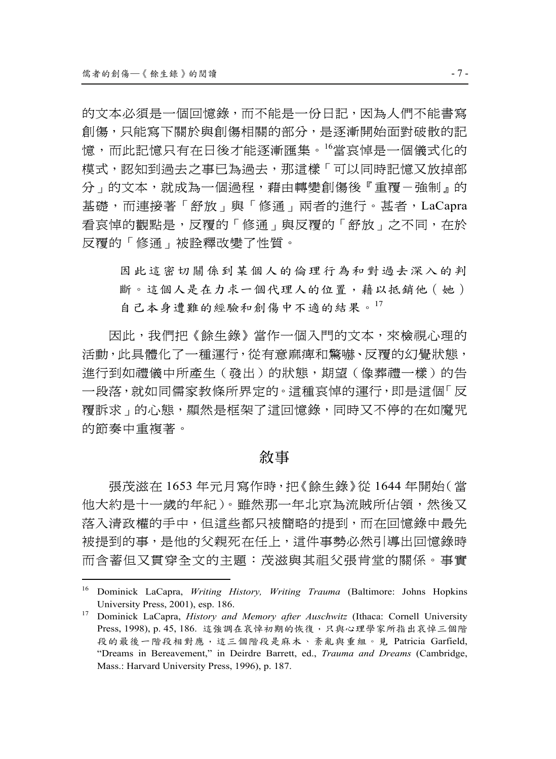的文本必須是一個回憶錄，而不能是一份日記，因為人們不能書寫創傷，只能寫下關於與創傷相關的部分，是逐漸開始面對破散的記憶，而此記憶只有在日後才能逐漸匯集。[16]當哀悼是一個儀式化的模式，認知到過去之事已為過去，那這樣「可以同時記憶又放掉部分」的文本，就成為一個過程，藉由轉變創傷後『重覆－強制』的基礎，而連接著「舒放」與「修通」兩者的進行。甚者，LaCapra 看哀悼的觀點是，反覆的「修通」與反覆的「舒放」之不同，在於反覆的「修通」被詮釋改變了性質。

> 因此這密切關係到某個人的倫理行為和對過去深入的判斷。這個人是在力求一個代理人的位置，藉以抵銷他（她）自己本身遭難的經驗和創傷中不適的結果。[17]

因此，我們把《餘生錄》當作一個入門的文本，來檢視心理的活動，此具體化了一種運行，從有意麻痺和驚嚇、反覆的幻覺狀態，進行到如禮儀中所產生（發出）的狀態，期望（像葬禮一樣）的告一段落，就如同儒家教條所界定的。這種哀悼的運行，即是這個「反覆訴求」的心態，顯然是框架了這回憶錄，同時又不停的在如魔咒的節奏中重複著。

## 敘事

張茂滋在 1653 年元月寫作時，把《餘生錄》從 1644 年開始（當他大約是十一歲的年紀）。雖然那一年北京為流賊所佔領，然後又落入清政權的手中，但這些都只被簡略的提到，而在回憶錄中最先被提到的事，是他的父親死在任上，這件事勢必然引導出回憶錄時而含蓄但又貫穿全文的主題：茂滋與其祖父張肯堂的關係。事實

---

[16] Dominick LaCapra, *Writing History, Writing Trauma* (Baltimore: Johns Hopkins University Press, 2001), esp. 186.

[17] Dominick LaCapra, *History and Memory after Auschwitz* (Ithaca: Cornell University Press, 1998), p. 45, 186. 這強調在哀悼初期的恢復，只與心理學家所指出哀悼三個階段的最後一階段相對應，這三個階段是麻木、紊亂與重組。見 Patricia Garfield, "Dreams in Bereavement," in Deirdre Barrett, ed., *Trauma and Dreams* (Cambridge, Mass.: Harvard University Press, 1996), p. 187.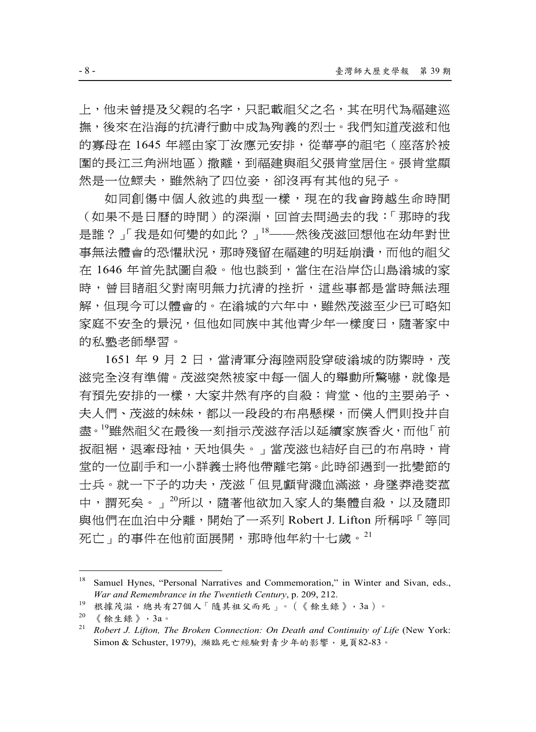上，他未曾提及父親的名字，只記載祖父之名，其在明代為福建巡撫，後來在沿海的抗清行動中成為殉義的烈士。我們知道茂滋和他的寡母在 1645 年經由家丁汝應元安排，從華亭的祖宅（座落於被圍的長江三角洲地區）撤離，到福建與祖父張肯堂居住。張肯堂顯然是一位鰥夫，雖然納了四位妾，卻沒再有其他的兒子。

如同創傷中個人敘述的典型一樣，現在的我會跨越生命時間（如果不是日曆的時間）的深淵，回首去問過去的我：「那時的我是誰？」「我是如何變的如此？」[18]——然後茂滋回想他在幼年對世事無法體會的恐懼狀況，那時殘留在福建的明廷崩潰，而他的祖父在 1646 年首先試圖自殺。他也談到，當住在沿岸岱山島滃城的家時，曾目睹祖父對南明無力抗清的挫折，這些事都是當時無法理解，但現今可以體會的。在滃城的六年中，雖然茂滋至少已可略知家庭不安全的景況，但他如同族中其他青少年一樣度日，隨著家中的私塾老師學習。

1651 年 9 月 2 日，當清軍分海陸兩股穿破滃城的防禦時，茂滋完全沒有準備。茂滋突然被家中每一個人的舉動所驚嚇，就像是有預先安排的一樣，大家井然有序的自殺：肯堂、他的主要弟子、夫人們、茂滋的妹妹，都以一段段的布帛懸樑，而僕人們則投井自盡。[19]雖然祖父在最後一刻指示茂滋存活以延續家族香火，而他「前扳祖裾，退牽母袖，天地俱失。」當茂滋也結好自己的布帛時，肯堂的一位副手和一小群義士將他帶離宅第。此時卻遇到一批變節的士兵。就一下子的功夫，茂滋「但見顱背濺血滿滋，身墜莽港茭菰中，謂死矣。」[20]所以，隨著他欲加入家人的集體自殺，以及隨即與他們在血泊中分離，開始了一系列 Robert J. Lifton 所稱呼「等同死亡」的事件在他前面展開，那時他年約十七歲。[21]

---

[18] Samuel Hynes, "Personal Narratives and Commemoration," in Winter and Sivan, eds., *War and Remembrance in the Twentieth Century*, p. 209, 212.

[19] 根據茂滋，總共有27個人「隨其祖父而死」。（《餘生錄》，3a）。

[20] 《餘生錄》，3a。

[21] *Robert J. Lifton, The Broken Connection: On Death and Continuity of Life* (New York: Simon & Schuster, 1979), 瀕臨死亡經驗對青少年的影響，見頁82-83。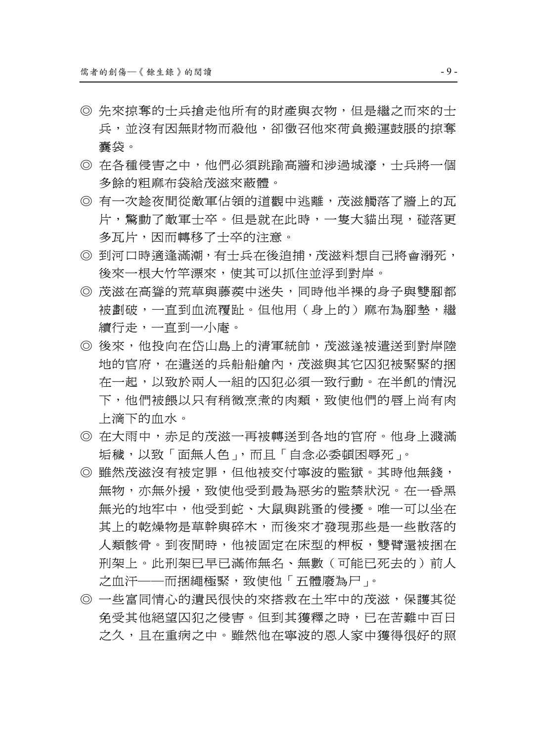◎ 先來掠奪的士兵搶走他所有的財產與衣物，但是繼之而來的士兵，並沒有因無財物而殺他，卻徵召他來荷負搬運鼓脹的掠奪囊袋。

◎ 在各種侵害之中，他們必須跳踰高牆和涉過城濠，士兵將一個多餘的粗麻布袋給茂滋來蔽體。

◎ 有一次趁夜間從敵軍佔領的道觀中逃離，茂滋觸落了牆上的瓦片，驚動了敵軍士卒。但是就在此時，一隻大貓出現，碰落更多瓦片，因而轉移了士卒的注意。

◎ 到河口時適逢滿潮，有士兵在後追捕，茂滋料想自已將會溺死，後來一根大竹竿漂來，使其可以抓住並浮到對岸。

◎ 茂滋在高聳的荒草與藤蔑中迷失，同時他半裸的身子與雙腳都被劃破，一直到血流覆趾。但他用（身上的）麻布為腳墊，繼續行走，一直到一小庵。

◎ 後來，他投向在岱山島上的清軍統帥，茂滋遂被遣送到對岸陸地的官府，在遣送的兵船船艙內，茂滋與其它囚犯被緊緊的捆在一起，以致於兩人一組的囚犯必須一致行動。在半飢的情況下，他們被餵以只有稍微烹煮的肉類，致使他們的唇上尚有肉上滴下的血水。

◎ 在大雨中，赤足的茂滋一再被轉送到各地的官府。他身上濺滿垢穢，以致「面無人色」，而且「自念必委頓困辱死」。

◎ 雖然茂滋沒有被定罪，但他被交付寧波的監獄。其時他無錢，無物，亦無外援，致使他受到最為惡劣的監禁狀況。在一昏黑無光的地牢中，他受到蛇、大鼠與跳蚤的侵擾。唯一可以坐在其上的乾燥物是草幹與碎木，而後來才發現那些是一些散落的人類骸骨。到夜間時，他被固定在床型的柙板，雙臂還被捆在刑架上。此刑架已早已滿佈無名、無數（可能已死去的）前人之血汗——而捆繩極緊，致使他「五體廢為尸」。

◎ 一些富同情心的遺民很快的來搭救在土牢中的茂滋，保護其從免受其他絕望囚犯之侵害。但到其獲釋之時，已在苦難中百日之久，且在重病之中。雖然他在寧波的恩人家中獲得很好的照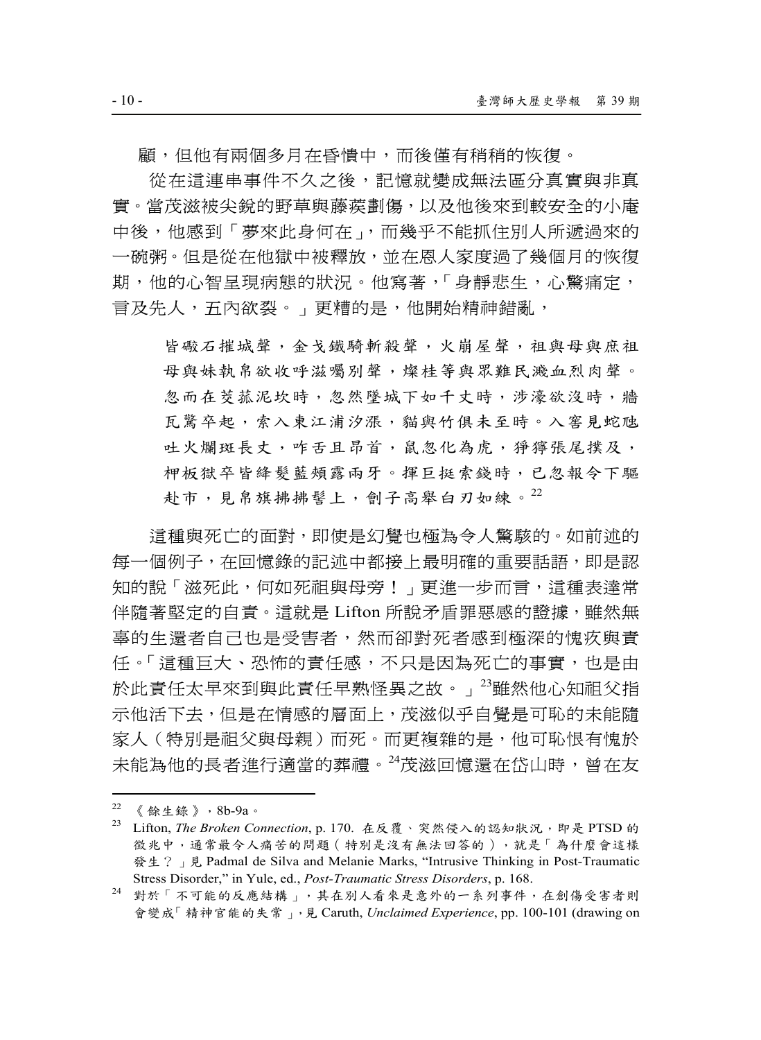顧，但他有兩個多月在昏憒中，而後僅有稍稍的恢復。

從在這連串事件不久之後，記憶就變成無法區分真實與非真實。當茂滋被尖銳的野草與藤蒺劃傷，以及他後來到較安全的小庵中後，他感到「夢來此身何在」，而幾乎不能抓住別人所遞過來的一碗粥。但是從在他獄中被釋放，並在恩人家度過了幾個月的恢復期，他的心智呈現病態的狀況。他寫著，「身靜悲生，心驚痛定，言及先人，五內欲裂。」更糟的是，他開始精神錯亂，

> 皆礮石摧城聲，金戈鐵騎斬殺聲，火崩屋聲，祖與母與庶祖母與妹執帛欲收呼滋囑別聲，燦桂等與眾難民濺血烈肉聲。忽而在茭菰泥坎時，忽然墜城下如千丈時，涉濠欲沒時，牆瓦驚卒起，索入東江浦汐漲，貓與竹俱未至時。入窖見蛇虺吐火爛斑長丈，咋舌且昂首，鼠忽化為虎，猙獰張尾撲及，柙板獄卒皆絳髮藍頰露兩牙。揮巨挺索錢時，已忽報令下驅赴市，見帛旗拂拂髻上，劊子高舉白刃如練。[22]

這種與死亡的面對，即使是幻覺也極為令人驚駭的。如前述的每一個例子，在回憶錄的記述中都接上最明確的重要話語，即是認知的說「滋死此，何如死祖與母旁！」更進一步而言，這種表達常伴隨著堅定的自責。這就是 Lifton 所說矛盾罪惡感的證據，雖然無辜的生還者自己也是受害者，然而卻對死者感到極深的愧疚與責任。「這種巨大、恐怖的責任感，不只是因為死亡的事實，也是由於此責任太早來到與此責任早熟怪異之故。」[23]雖然他心知祖父指示他活下去，但是在情感的層面上，茂滋似乎自覺是可恥的未能隨家人（特別是祖父與母親）而死。而更複雜的是，他可恥恨有愧於未能為他的長者進行適當的葬禮。[24]茂滋回憶還在岱山時，曾在友

---

[22] 《餘生錄》，8b-9a。

[23] Lifton, *The Broken Connection*, p. 170. 在反覆、突然侵入的認知狀況，即是 PTSD 的徵兆中，通常最令人痛苦的問題（特別是沒有無法回答的），就是「為什麼會這樣發生？」見 Padmal de Silva and Melanie Marks, "Intrusive Thinking in Post-Traumatic Stress Disorder," in Yule, ed., *Post-Traumatic Stress Disorders*, p. 168.

[24] 對於「不可能的反應結構」，其在別人看來是意外的一系列事件，在創傷受害者則會變成「精神官能的失常」，見 Caruth, *Unclaimed Experience*, pp. 100-101 (drawing on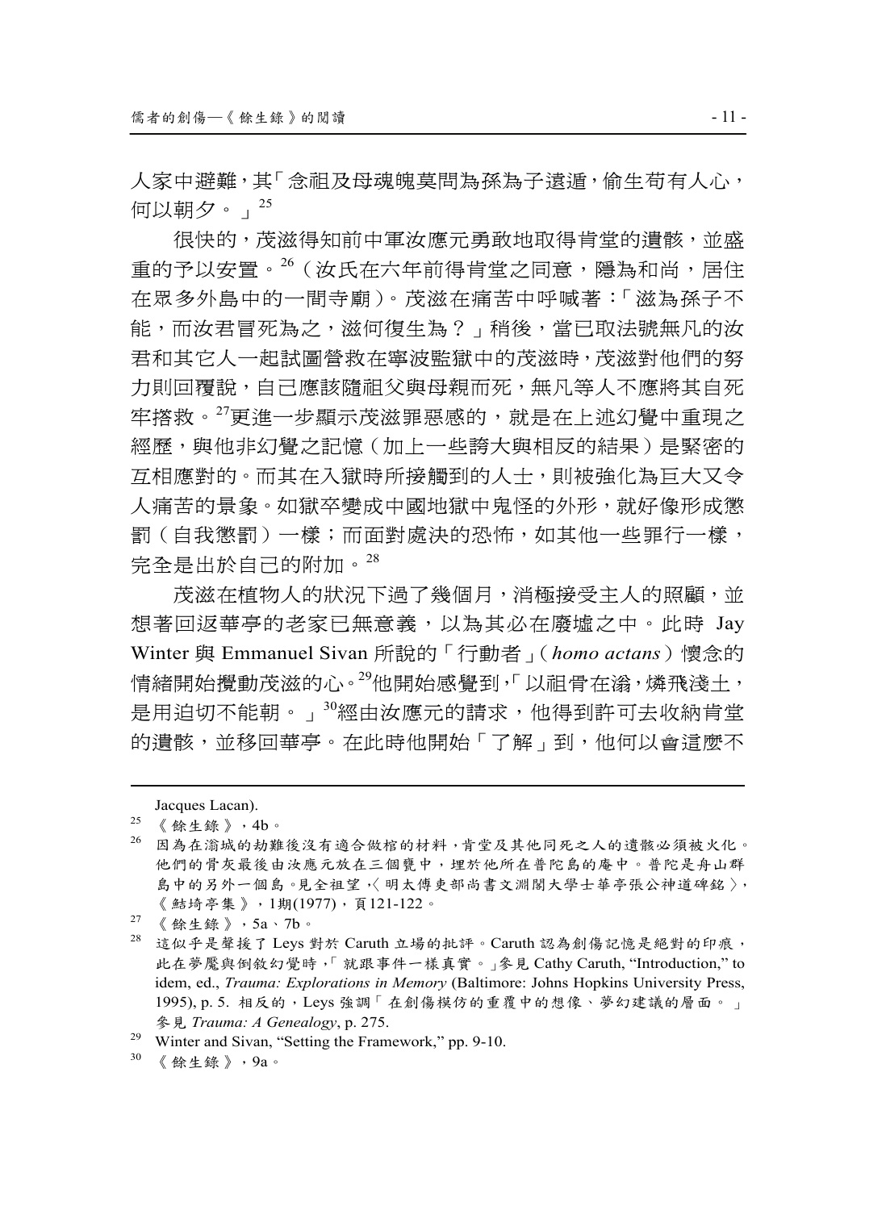人家中避難，其「念祖及母魂魄莫問為孫為子遠遁，偷生苟有人心，何以朝夕。」[25]

很快的，茂滋得知前中軍汝應元勇敢地取得肯堂的遺骸，並盛重的予以安置。[26]（汝氏在六年前得肯堂之同意，隱為和尚，居住在眾多外島中的一間寺廟）。茂滋在痛苦中呼喊著：「滋為孫子不能，而汝君冒死為之，滋何復生為？」稍後，當已取法號無凡的汝君和其它人一起試圖營救在寧波監獄中的茂滋時，茂滋對他們的努力則回覆說，自己應該隨祖父與母親而死，無凡等人不應將其自死牢搭救。[27]更進一步顯示茂滋罪惡感的，就是在上述幻覺中重現之經歷，與他非幻覺之記憶（加上一些誇大與相反的結果）是緊密的互相應對的。而其在入獄時所接觸到的人士，則被強化為巨大又令人痛苦的景象。如獄卒變成中國地獄中鬼怪的外形，就好像形成懲罰（自我懲罰）一樣；而面對處決的恐怖，如其他一些罪行一樣，完全是出於自己的附加。[28]

茂滋在植物人的狀況下過了幾個月，消極接受主人的照顧，並想著回返華亭的老家已無意義，以為其必在廢墟之中。此時 Jay Winter 與 Emmanuel Sivan 所說的「行動者」（*homo actans*）懷念的情緒開始攪動茂滋的心。[29]他開始感覺到，「以祖骨在滃，燐飛淺土，是用迫切不能朝。」[30]經由汝應元的請求，他得到許可去收納肯堂的遺骸，並移回華亭。在此時他開始「了解」到，他何以會這麼不

---

Jacques Lacan).

[25] 《餘生錄》，4b。

[26] 因為在滃城的劫難後沒有適合做棺的材料，肯堂及其他同死之人的遺骸必須被火化。他們的骨灰最後由汝應元放在三個甕中，埋於他所在普陀島的庵中。普陀是舟山群島中的另外一個島。見全祖望，〈明太傅吏部尚書文淵閣大學士華亭張公神道碑銘〉，《鮚埼亭集》，1期(1977)，頁121-122。

[27] 《餘生錄》，5a、7b。

[28] 這似乎是聲援了 Leys 對於 Caruth 立場的批評。Caruth 認為創傷記憶是絕對的印痕，此在夢魘與倒敘幻覺時，「就跟事件一樣真實。」參見 Cathy Caruth, "Introduction," to idem, ed., *Trauma: Explorations in Memory* (Baltimore: Johns Hopkins University Press, 1995), p. 5. 相反的，Leys 強調「在創傷模仿的重覆中的想像、夢幻建議的層面。」參見 *Trauma: A Genealogy*, p. 275.

[29] Winter and Sivan, "Setting the Framework," pp. 9-10.

[30] 《餘生錄》，9a。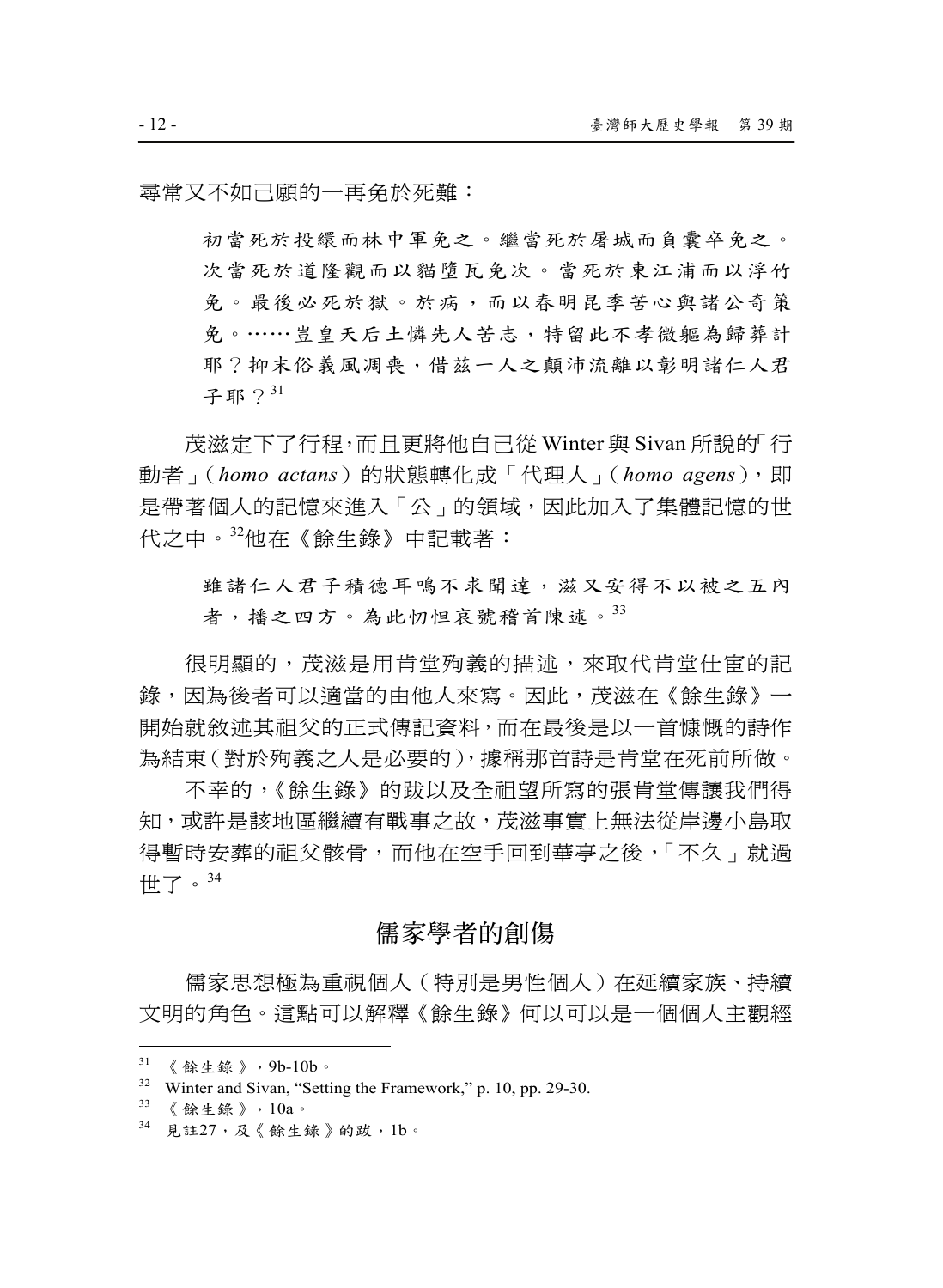尋常又不如己願的一再免於死難：

> 初當死於投繯而林中軍免之。繼當死於屠城而負囊卒免之。次當死於道隆觀而以貓墮瓦免次。當死於東江浦而以浮竹免。最後必死於獄。於病，而以春明昆季苦心與諸公奇策免。……豈皇天后土憐先人苦志，特留此不孝微軀為歸葬計耶？抑末俗義風凋喪，借茲一人之顛沛流離以彰明諸仁人君子耶？[31]

茂滋定下了行程，而且更將他自己從 Winter 與 Sivan 所說的「行動者」（*homo actans*）的狀態轉化成「代理人」（*homo agens*），即是帶著個人的記憶來進入「公」的領域，因此加入了集體記憶的世代之中。[32]他在《餘生錄》中記載著：

> 雖諸仁人君子積德耳鳴不求聞達，滋又安得不以被之五內者，播之四方。為此忉怛哀號稽首陳述。[33]

很明顯的，茂滋是用肯堂殉義的描述，來取代肯堂仕宦的記錄，因為後者可以適當的由他人來寫。因此，茂滋在《餘生錄》一開始就敘述其祖父的正式傳記資料，而在最後是以一首慷慨的詩作為結束（對於殉義之人是必要的），據稱那首詩是肯堂在死前所做。

不幸的，《餘生錄》的跋以及全祖望所寫的張肯堂傳讓我們得知，或許是該地區繼續有戰事之故，茂滋事實上無法從岸邊小島取得暫時安葬的祖父骸骨，而他在空手回到華亭之後，「不久」就過世了。[34]

## 儒家學者的創傷

儒家思想極為重視個人（特別是男性個人）在延續家族、持續文明的角色。這點可以解釋《餘生錄》何以可以是一個個人主觀經

---

[31] 《餘生錄》，9b-10b。

[32] Winter and Sivan, "Setting the Framework," p. 10, pp. 29-30.

[33] 《餘生錄》，10a。

[34] 見註27，及《餘生錄》的跋，1b。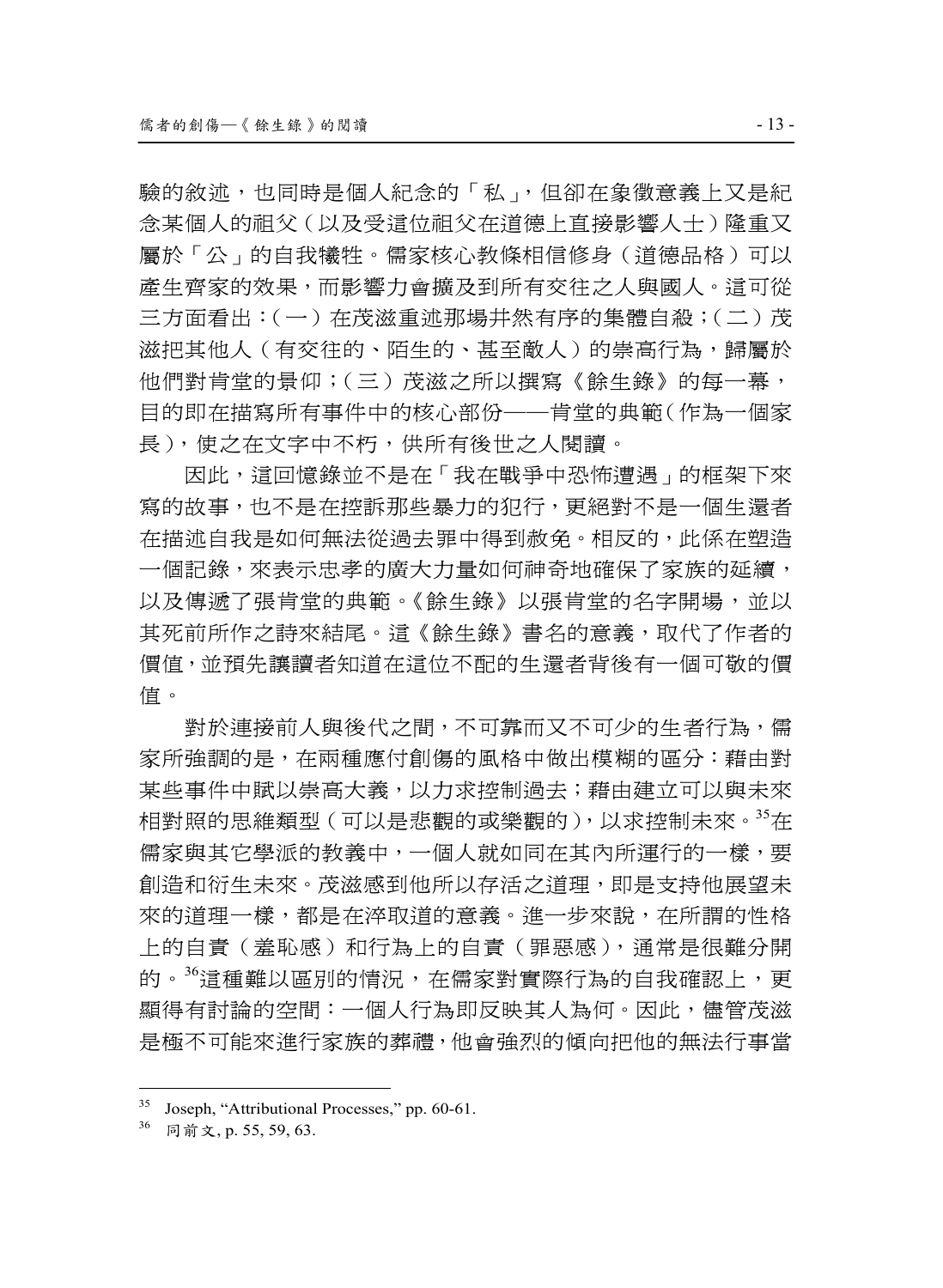驗的敘述，也同時是個人紀念的「私」，但卻在象徵意義上又是紀念某個人的祖父（以及受這位祖父在道德上直接影響人士）隆重又屬於「公」的自我犧牲。儒家核心教條相信修身（道德品格）可以產生齊家的效果，而影響力會擴及到所有交往之人與國人。這可從三方面看出：（一）在茂滋重述那場井然有序的集體自殺；（二）茂滋把其他人（有交往的、陌生的、甚至敵人）的崇高行為，歸屬於他們對肯堂的景仰；（三）茂滋之所以撰寫《餘生錄》的每一幕，目的即在描寫所有事件中的核心部份——肯堂的典範（作為一個家長），使之在文字中不朽，供所有後世之人閱讀。

因此，這回憶錄並不是在「我在戰爭中恐怖遭遇」的框架下來寫的故事，也不是在控訴那些暴力的犯行，更絕對不是一個生還者在描述自我是如何無法從過去罪中得到赦免。相反的，此係在塑造一個記錄，來表示忠孝的廣大力量如何神奇地確保了家族的延續，以及傳遞了張肯堂的典範。《餘生錄》以張肯堂的名字開場，並以其死前所作之詩來結尾。這《餘生錄》書名的意義，取代了作者的價值，並預先讓讀者知道在這位不配的生還者背後有一個可敬的價值。

對於連接前人與後代之間，不可靠而又不可少的生者行為，儒家所強調的是，在兩種應付創傷的風格中做出模糊的區分：藉由對某些事件中賦以崇高大義，以力求控制過去；藉由建立可以與未來相對照的思維類型（可以是悲觀的或樂觀的），以求控制未來。[35]在儒家與其它學派的教義中，一個人就如同在其內所運行的一樣，要創造和衍生未來。茂滋感到他所以存活之道理，即是支持他展望未來的道理一樣，都是在淬取道的意義。進一步來說，在所謂的性格上的自責（羞恥感）和行為上的自責（罪惡感），通常是很難分開的。[36]這種難以區別的情況，在儒家對實際行為的自我確認上，更顯得有討論的空間：一個人行為即反映其人為何。因此，儘管茂滋是極不可能來進行家族的葬禮，他會強烈的傾向把他的無法行事當

---

[35] Joseph, "Attributional Processes," pp. 60-61.

[36] 同前文, p. 55, 59, 63.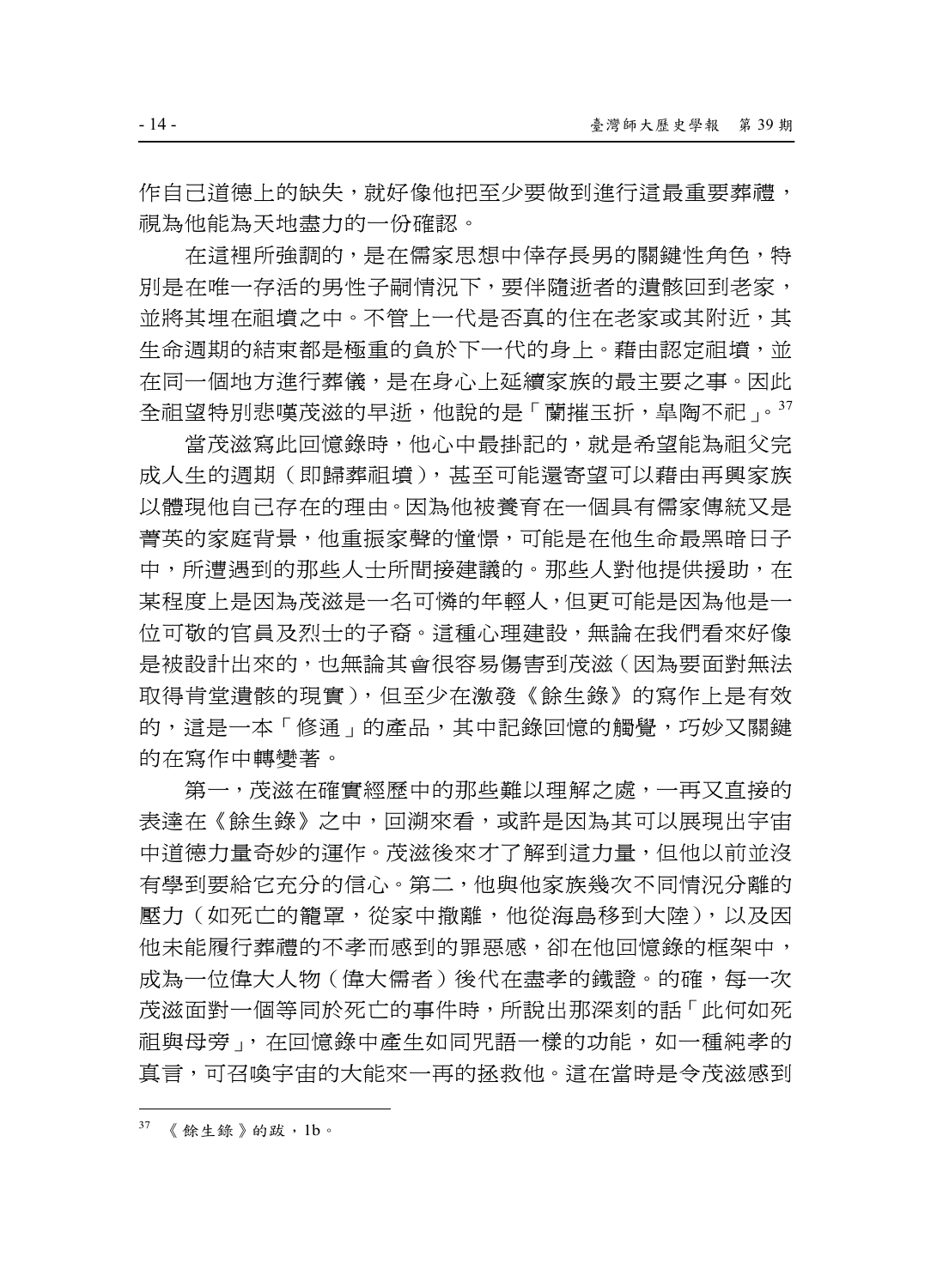作自己道德上的缺失，就好像他把至少要做到進行這最重要葬禮，視為他能為天地盡力的一份確認。

在這裡所強調的，是在儒家思想中倖存長男的關鍵性角色，特別是在唯一存活的男性子嗣情況下，要伴隨逝者的遺骸回到老家，並將其埋在祖墳之中。不管上一代是否真的住在老家或其附近，其生命週期的結束都是極重的負於下一代的身上。藉由認定祖墳，並在同一個地方進行葬儀，是在身心上延續家族的最主要之事。因此全祖望特別悲嘆茂滋的早逝，他說的是「蘭摧玉折，臯陶不祀」。[37]

當茂滋寫此回憶錄時，他心中最掛記的，就是希望能為祖父完成人生的週期（即歸葬祖墳），甚至可能還寄望可以藉由再興家族以體現他自己存在的理由。因為他被養育在一個具有儒家傳統又是菁英的家庭背景，他重振家聲的憧憬，可能是在他生命最黑暗日子中，所遭遇到的那些人士所間接建議的。那些人對他提供援助，在某程度上是因為茂滋是一名可憐的年輕人，但更可能是因為他是一位可敬的官員及烈士的子裔。這種心理建設，無論在我們看來好像是被設計出來的，也無論其會很容易傷害到茂滋（因為要面對無法取得肯定遺骸的現實），但至少在激發《餘生錄》的寫作上是有效的，這是一本「修通」的產品，其中記錄回憶的觸覺，巧妙又關鍵的在寫作中轉變著。

第一，茂滋在確實經歷中的那些難以理解之處，一再又直接的表達在《餘生錄》之中，回溯來看，或許是因為其可以展現出宇宙中道德力量奇妙的運作。茂滋後來才了解到這力量，但他以前並沒有學到要給它充分的信心。第二，他與他家族幾次不同情況分離的壓力（如死亡的籠罩，從家中撤離，他從海島移到大陸），以及因他未能履行葬禮的不孝而感到的罪惡感，卻在他回憶錄的框架中，成為一位偉大人物（偉大儒者）後代在盡孝的鐵證。的確，每一次茂滋面對一個等同於死亡的事件時，所說出那深刻的話「此何如死祖與母旁」，在回憶錄中產生如同咒語一樣的功能，如一種純孝的真言，可召喚宇宙的大能來一再的拯救他。這在當時是令茂滋感到

---

[37] 《餘生錄》的跋，1b。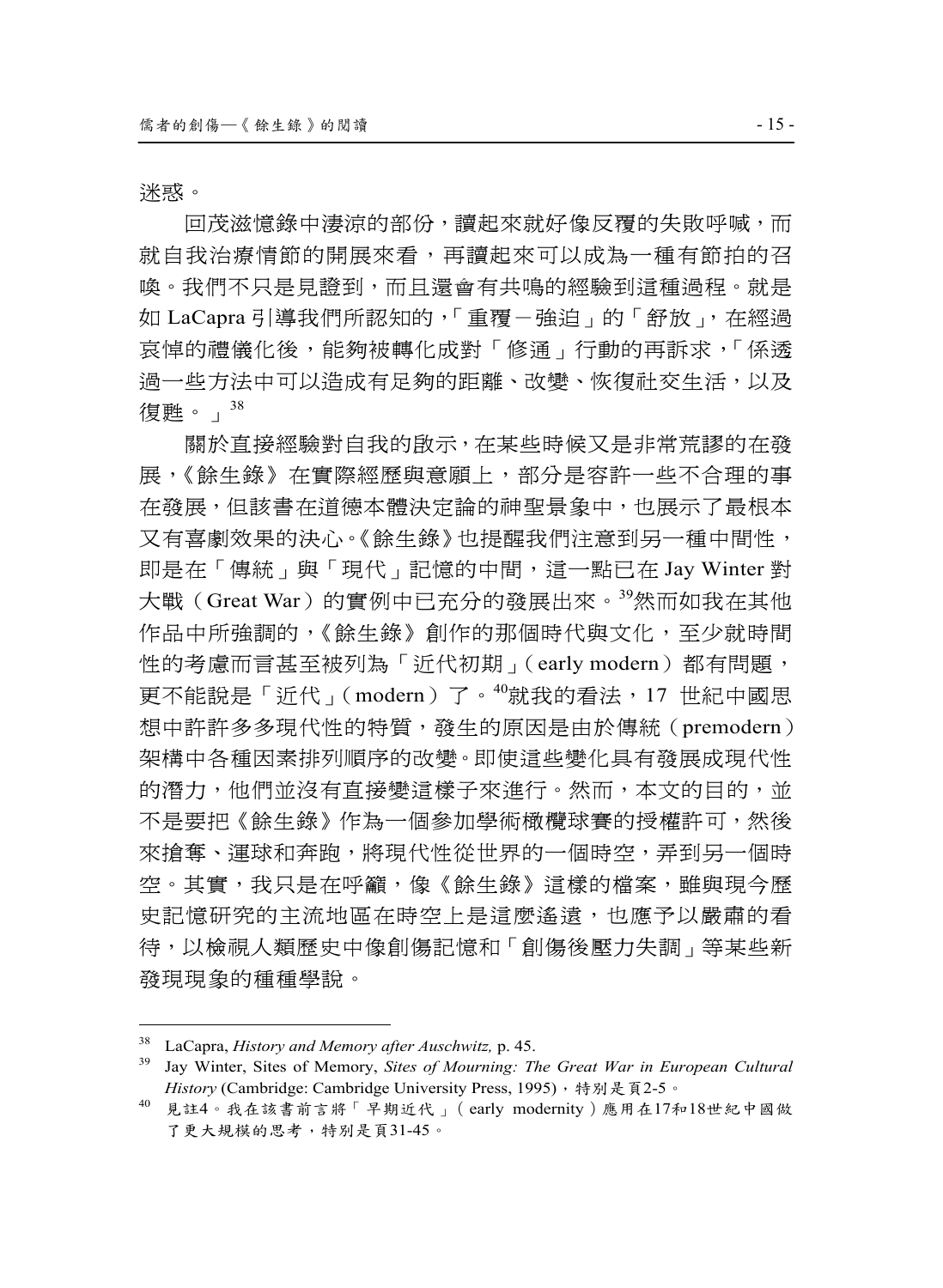迷惑。

回茂滋憶錄中淒涼的部份，讀起來就好像反覆的失敗呼喊，而就自我治療情節的開展來看，再讀起來可以成為一種有節拍的召喚。我們不只是見證到，而且還會有共鳴的經驗到這種過程。就是如 LaCapra 引導我們所認知的，「重覆－強迫」的「舒放」，在經過哀悼的禮儀化後，能夠被轉化成對「修通」行動的再訴求，「係透過一些方法中可以造成有足夠的距離、改變、恢復社交生活，以及復甦。」[38]

關於直接經驗對自我的啟示，在某些時候又是非常荒謬的在發展，《餘生錄》在實際經歷與意願上，部分是容許一些不合理的事在發展，但該書在道德本體決定論的神聖景象中，也展示了最根本又有喜劇效果的決心。《餘生錄》也提醒我們注意到另一種中間性，即是在「傳統」與「現代」記憶的中間，這一點已在 Jay Winter 對大戰（Great War）的實例中已充分的發展出來。[39]然而如我在其他作品中所強調的，《餘生錄》創作的那個時代與文化，至少就時間性的考慮而言甚至被列為「近代初期」（early modern）都有問題，更不能說是「近代」（modern）了。[40]就我的看法，17 世紀中國思想中許許多多現代性的特質，發生的原因是由於傳統（premodern）架構中各種因素排列順序的改變。即使這些變化具有發展成現代性的潛力，他們並沒有直接變這樣子來進行。然而，本文的目的，並不是要把《餘生錄》作為一個參加學術橄欖球賽的授權許可，然後來搶奪、運球和奔跑，將現代性從世界的一個時空，弄到另一個時空。其實，我只是在呼籲，像《餘生錄》這樣的檔案，雖與現今歷史記憶研究的主流地區在時空上是這麼遙遠，也應予以嚴肅的看待，以檢視人類歷史中像創傷記憶和「創傷後壓力失調」等某些新發現現象的種種學說。

---

[38] LaCapra, *History and Memory after Auschwitz,* p. 45.

[39] Jay Winter, Sites of Memory, *Sites of Mourning: The Great War in European Cultural History* (Cambridge: Cambridge University Press, 1995)，特別是頁2-5。

[40] 見註4。我在該書前言將「早期近代」（early modernity）應用在17和18世紀中國做了更大規模的思考，特別是頁31-45。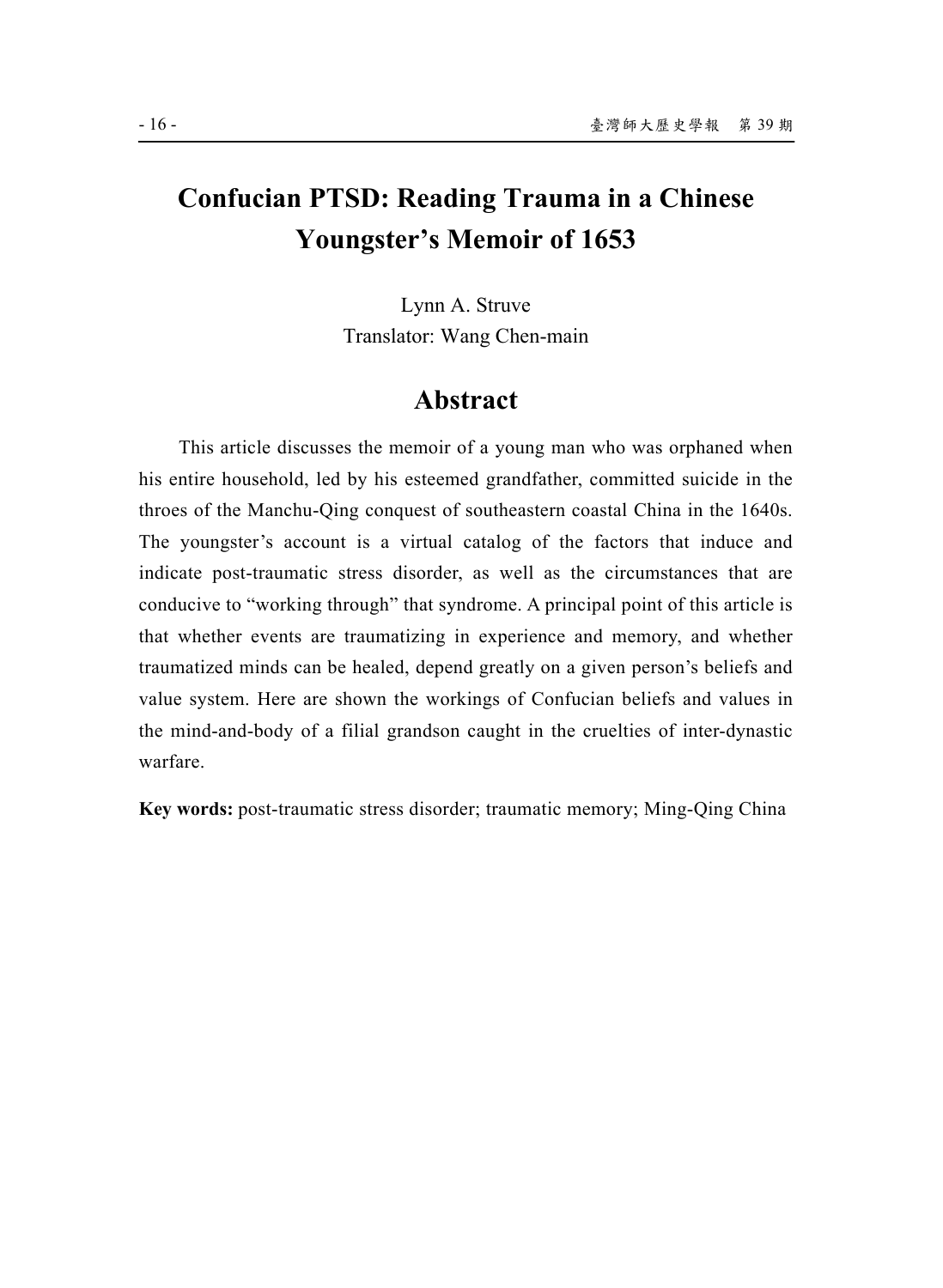# Confucian PTSD: Reading Trauma in a Chinese Youngster's Memoir of 1653

Lynn A. Struve
Translator: Wang Chen-main

## Abstract

This article discusses the memoir of a young man who was orphaned when his entire household, led by his esteemed grandfather, committed suicide in the throes of the Manchu-Qing conquest of southeastern coastal China in the 1640s. The youngster's account is a virtual catalog of the factors that induce and indicate post-traumatic stress disorder, as well as the circumstances that are conducive to "working through" that syndrome. A principal point of this article is that whether events are traumatizing in experience and memory, and whether traumatized minds can be healed, depend greatly on a given person's beliefs and value system. Here are shown the workings of Confucian beliefs and values in the mind-and-body of a filial grandson caught in the cruelties of inter-dynastic warfare.

**Key words:** post-traumatic stress disorder; traumatic memory; Ming-Qing China